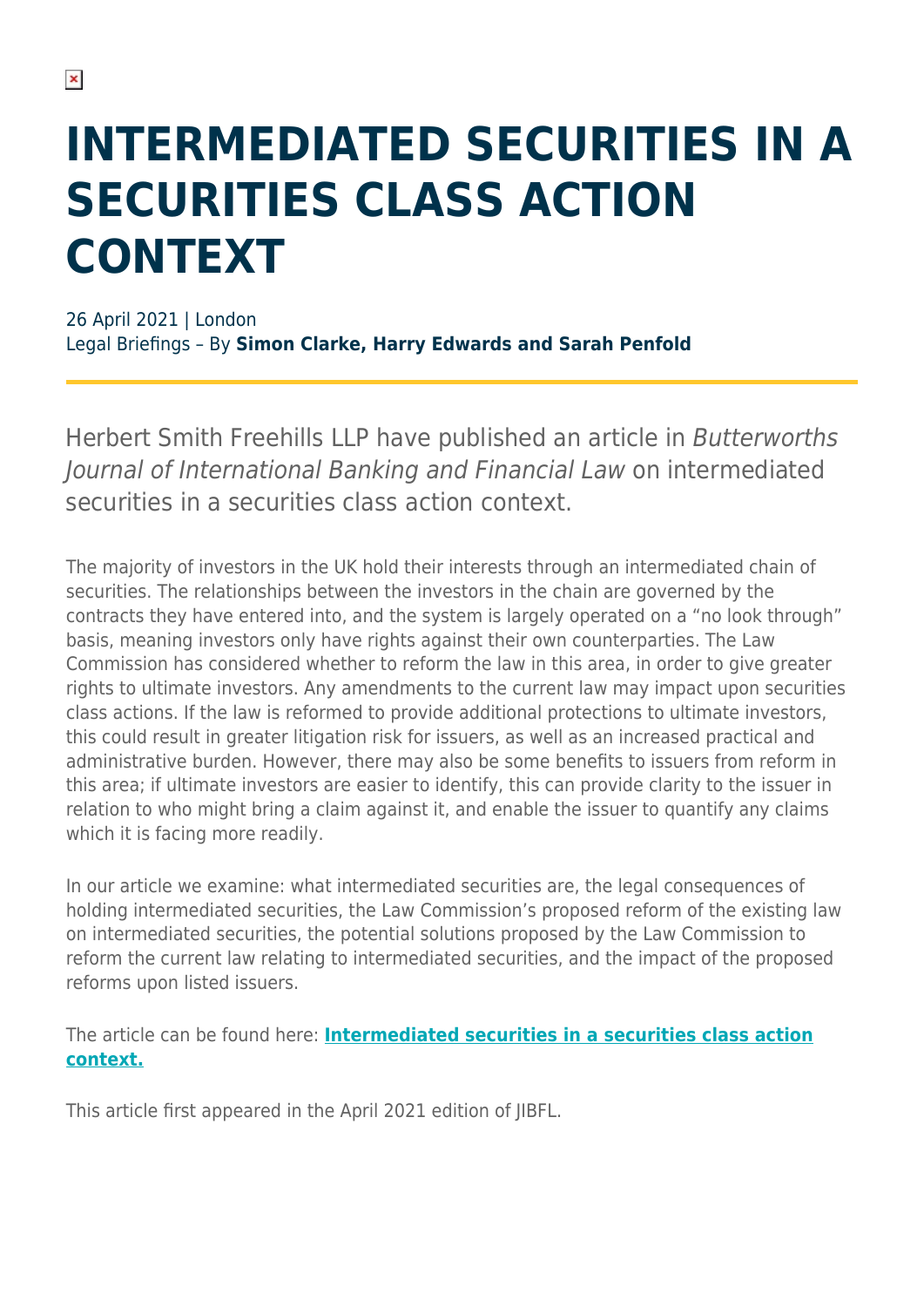# INTERMEDIATED SECURITIES IN A SECURITIES CLASS ACTION CONTEXT

26 April 2021 | London
Legal Briefings – By **Simon Clarke, Harry Edwards and Sarah Penfold**

Herbert Smith Freehills LLP have published an article in *Butterworths Journal of International Banking and Financial Law* on intermediated securities in a securities class action context.

The majority of investors in the UK hold their interests through an intermediated chain of securities. The relationships between the investors in the chain are governed by the contracts they have entered into, and the system is largely operated on a "no look through" basis, meaning investors only have rights against their own counterparties. The Law Commission has considered whether to reform the law in this area, in order to give greater rights to ultimate investors. Any amendments to the current law may impact upon securities class actions. If the law is reformed to provide additional protections to ultimate investors, this could result in greater litigation risk for issuers, as well as an increased practical and administrative burden. However, there may also be some benefits to issuers from reform in this area; if ultimate investors are easier to identify, this can provide clarity to the issuer in relation to who might bring a claim against it, and enable the issuer to quantify any claims which it is facing more readily.

In our article we examine: what intermediated securities are, the legal consequences of holding intermediated securities, the Law Commission's proposed reform of the existing law on intermediated securities, the potential solutions proposed by the Law Commission to reform the current law relating to intermediated securities, and the impact of the proposed reforms upon listed issuers.

The article can be found here: **Intermediated securities in a securities class action context.**

This article first appeared in the April 2021 edition of JIBFL.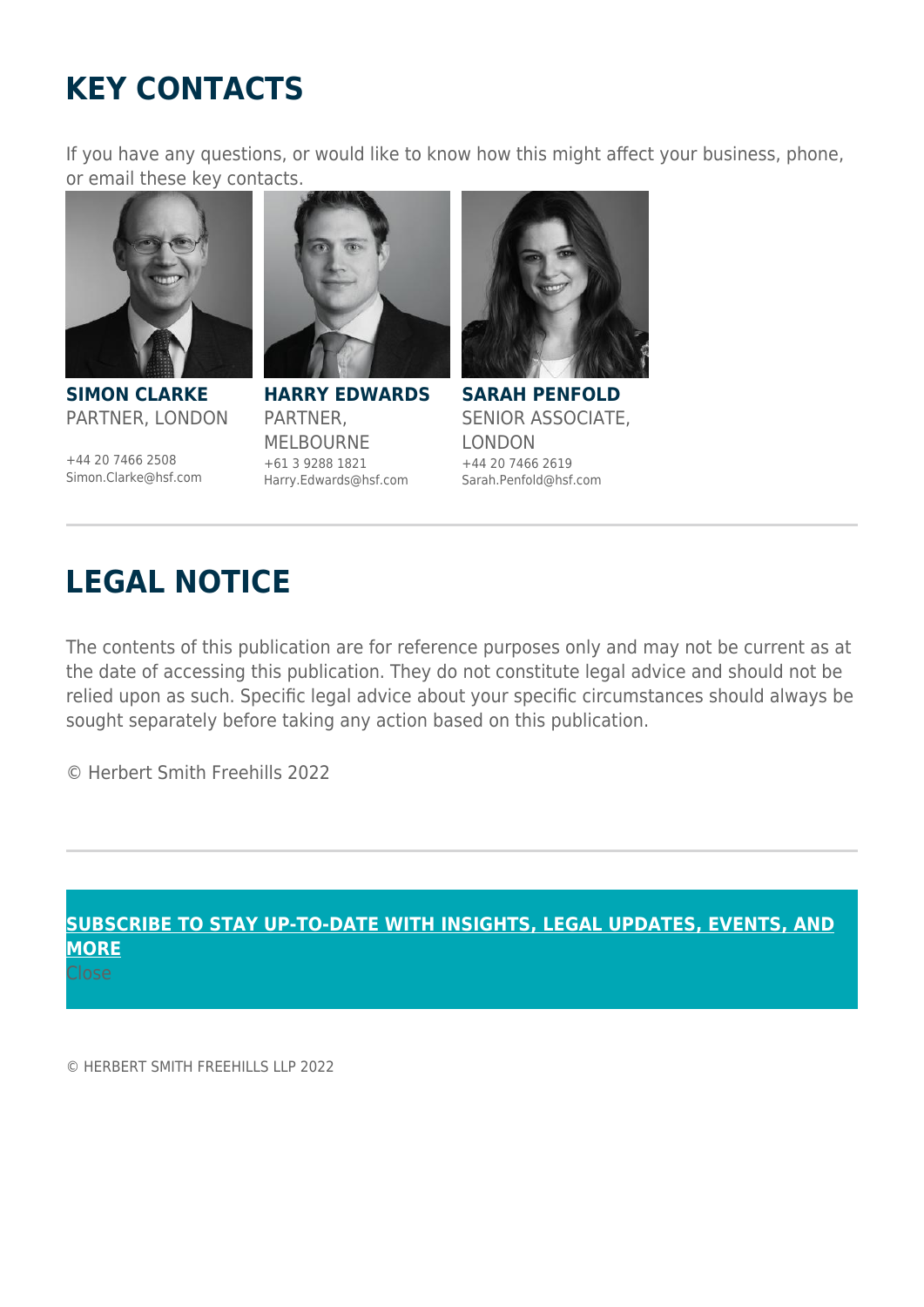## KEY CONTACTS

If you have any questions, or would like to know how this might affect your business, phone, or email these key contacts.

**SIMON CLARKE**
PARTNER, LONDON

+44 20 7466 2508
Simon.Clarke@hsf.com

**HARRY EDWARDS**
PARTNER, MELBOURNE

+61 3 9288 1821
Harry.Edwards@hsf.com

**SARAH PENFOLD**
SENIOR ASSOCIATE, LONDON

+44 20 7466 2619
Sarah.Penfold@hsf.com

## LEGAL NOTICE

The contents of this publication are for reference purposes only and may not be current as at the date of accessing this publication. They do not constitute legal advice and should not be relied upon as such. Specific legal advice about your specific circumstances should always be sought separately before taking any action based on this publication.

© Herbert Smith Freehills 2022

**SUBSCRIBE TO STAY UP-TO-DATE WITH INSIGHTS, LEGAL UPDATES, EVENTS, AND MORE**

Close

© HERBERT SMITH FREEHILLS LLP 2022